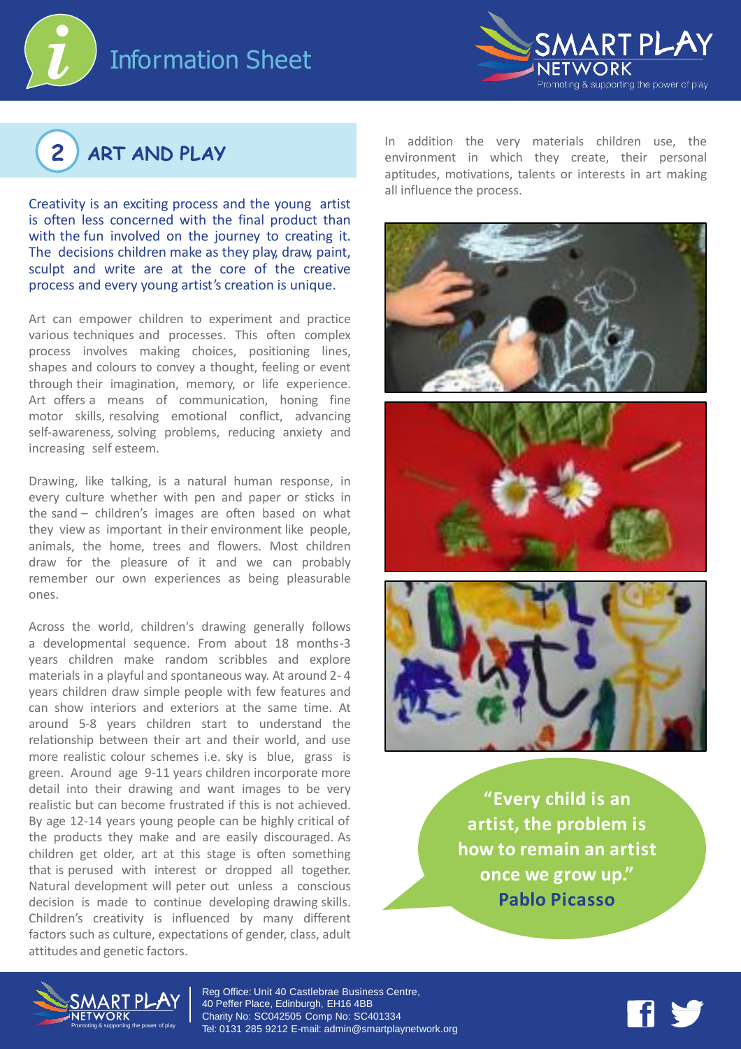# Information Sheet

## 2 ART AND PLAY

Creativity is an exciting process and the young artist is often less concerned with the final product than with the fun involved on the journey to creating it. The decisions children make as they play, draw, paint, sculpt and write are at the core of the creative process and every young artist's creation is unique.

Art can empower children to experiment and practice various techniques and processes. This often complex process involves making choices, positioning lines, shapes and colours to convey a thought, feeling or event through their imagination, memory, or life experience. Art offers a means of communication, honing fine motor skills, resolving emotional conflict, advancing self-awareness, solving problems, reducing anxiety and increasing self esteem.

Drawing, like talking, is a natural human response, in every culture whether with pen and paper or sticks in the sand – children's images are often based on what they view as important in their environment like people, animals, the home, trees and flowers. Most children draw for the pleasure of it and we can probably remember our own experiences as being pleasurable ones.

Across the world, children's drawing generally follows a developmental sequence. From about 18 months-3 years children make random scribbles and explore materials in a playful and spontaneous way. At around 2-4 years children draw simple people with few features and can show interiors and exteriors at the same time. At around 5-8 years children start to understand the relationship between their art and their world, and use more realistic colour schemes i.e. sky is blue, grass is green. Around age 9-11 years children incorporate more detail into their drawing and want images to be very realistic but can become frustrated if this is not achieved. By age 12-14 years young people can be highly critical of the products they make and are easily discouraged. As children get older, art at this stage is often something that is perused with interest or dropped all together. Natural development will peter out unless a conscious decision is made to continue developing drawing skills. Children's creativity is influenced by many different factors such as culture, expectations of gender, class, adult attitudes and genetic factors.

In addition the very materials children use, the environment in which they create, their personal aptitudes, motivations, talents or interests in art making all influence the process.

**"Every child is an artist, the problem is how to remain an artist once we grow up."**
**Pablo Picasso**

Reg Office: Unit 40 Castlebrae Business Centre, 40 Peffer Place, Edinburgh, EH16 4BB
Charity No: SC042505 Comp No: SC401334
Tel: 0131 285 9212 E-mail: admin@smartplaynetwork.org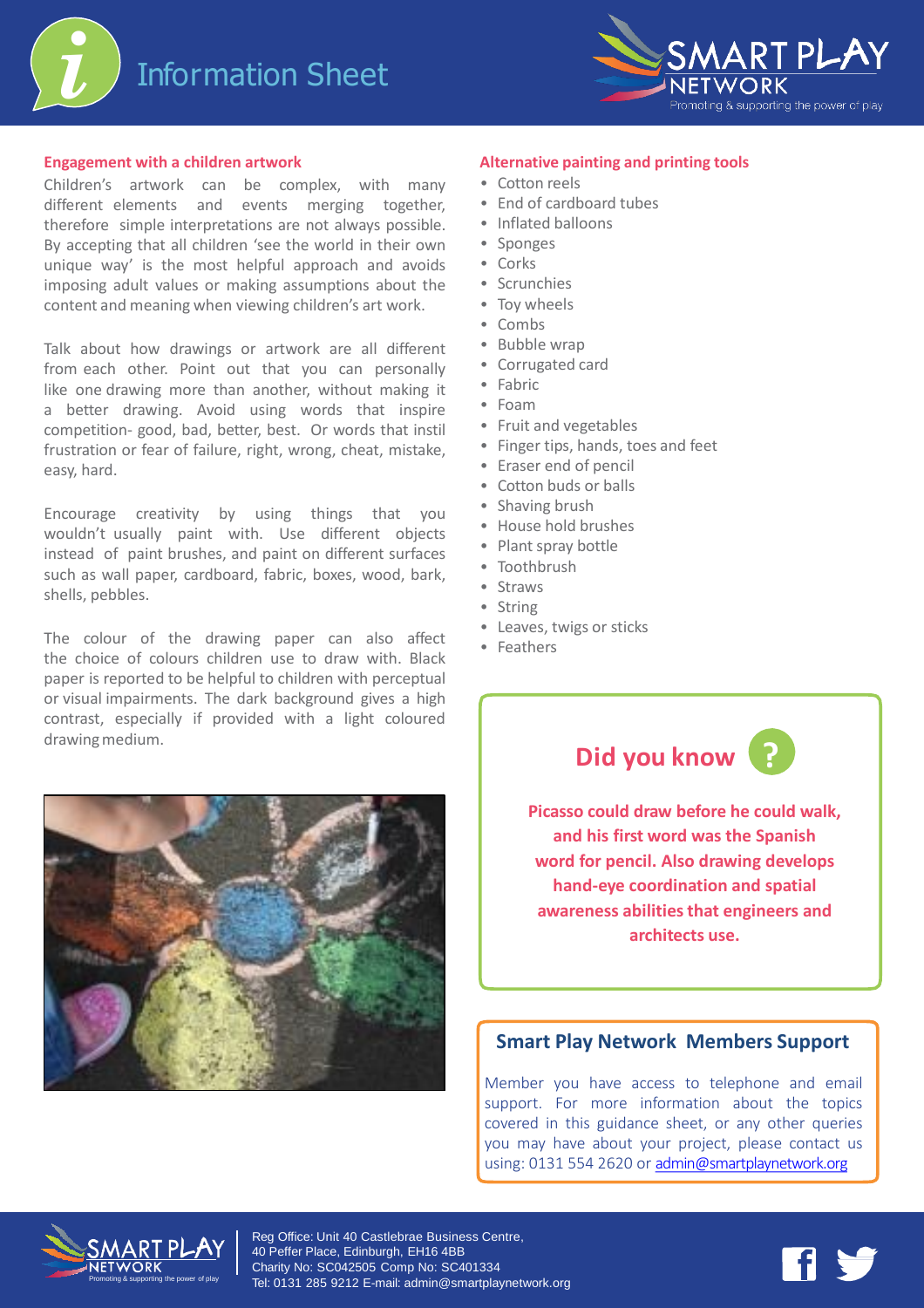# Information Sheet

## Engagement with a children artwork

Children's artwork can be complex, with many different elements and events merging together, therefore simple interpretations are not always possible. By accepting that all children 'see the world in their own unique way' is the most helpful approach and avoids imposing adult values or making assumptions about the content and meaning when viewing children's art work.

Talk about how drawings or artwork are all different from each other. Point out that you can personally like one drawing more than another, without making it a better drawing. Avoid using words that inspire competition- good, bad, better, best. Or words that instil frustration or fear of failure, right, wrong, cheat, mistake, easy, hard.

Encourage creativity by using things that you wouldn't usually paint with. Use different objects instead of paint brushes, and paint on different surfaces such as wall paper, cardboard, fabric, boxes, wood, bark, shells, pebbles.

The colour of the drawing paper can also affect the choice of colours children use to draw with. Black paper is reported to be helpful to children with perceptual or visual impairments. The dark background gives a high contrast, especially if provided with a light coloured drawing medium.

## Alternative painting and printing tools

- Cotton reels
- End of cardboard tubes
- Inflated balloons
- Sponges
- Corks
- Scrunchies
- Toy wheels
- Combs
- Bubble wrap
- Corrugated card
- Fabric
- Foam
- Fruit and vegetables
- Finger tips, hands, toes and feet
- Eraser end of pencil
- Cotton buds or balls
- Shaving brush
- House hold brushes
- Plant spray bottle
- Toothbrush
- Straws
- String
- Leaves, twigs or sticks
- Feathers

## Did you know ?

**Picasso could draw before he could walk, and his first word was the Spanish word for pencil. Also drawing develops hand-eye coordination and spatial awareness abilities that engineers and architects use.**

## Smart Play Network Members Support

Member you have access to telephone and email support. For more information about the topics covered in this guidance sheet, or any other queries you may have about your project, please contact us using: 0131 554 2620 or admin@smartplaynetwork.org

Reg Office: Unit 40 Castlebrae Business Centre, 40 Peffer Place, Edinburgh, EH16 4BB
Charity No: SC042505 Comp No: SC401334
Tel: 0131 285 9212 E-mail: admin@smartplaynetwork.org